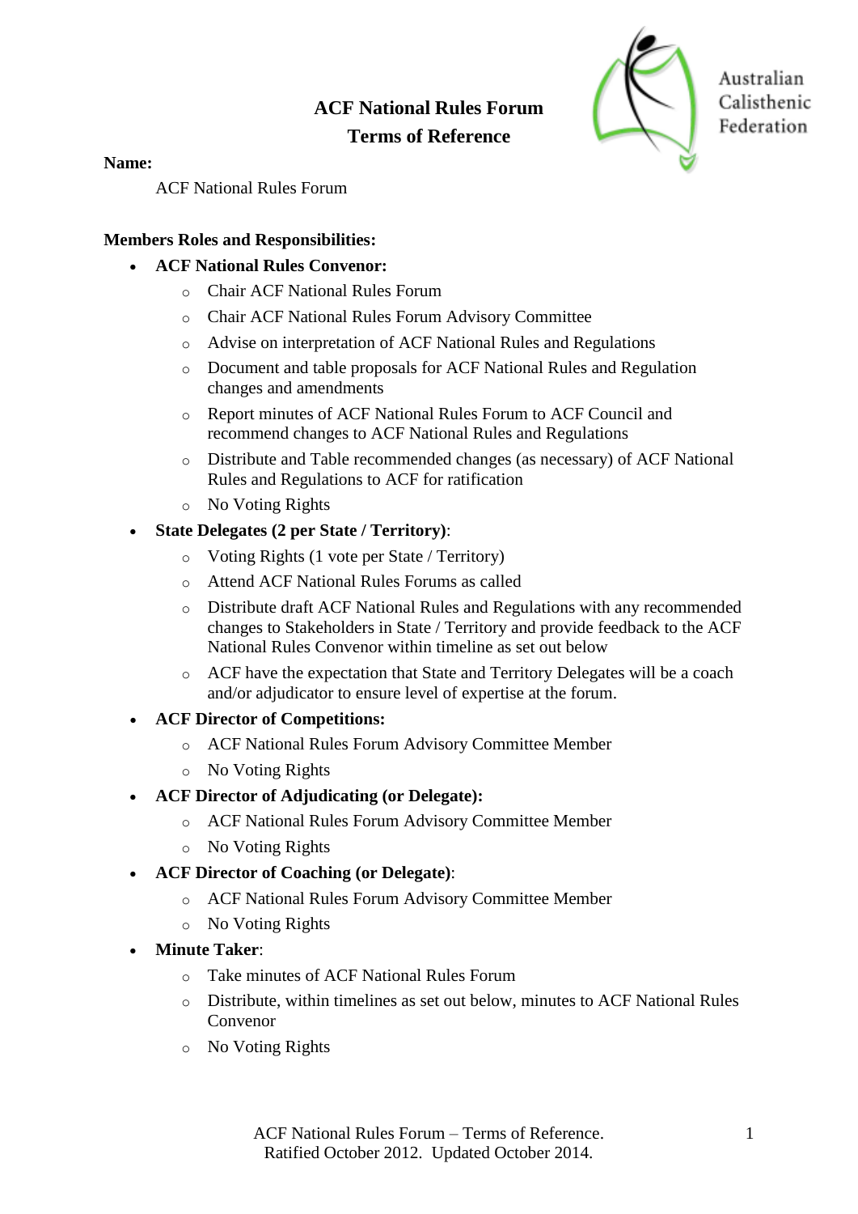# ACF National Rules Forum
# Terms of Reference

**Name:**

ACF National Rules Forum

**Members Roles and Responsibilities:**

- **ACF National Rules Convenor:**
  - Chair ACF National Rules Forum
  - Chair ACF National Rules Forum Advisory Committee
  - Advise on interpretation of ACF National Rules and Regulations
  - Document and table proposals for ACF National Rules and Regulation changes and amendments
  - Report minutes of ACF National Rules Forum to ACF Council and recommend changes to ACF National Rules and Regulations
  - Distribute and Table recommended changes (as necessary) of ACF National Rules and Regulations to ACF for ratification
  - No Voting Rights
- **State Delegates (2 per State / Territory)**:
  - Voting Rights (1 vote per State / Territory)
  - Attend ACF National Rules Forums as called
  - Distribute draft ACF National Rules and Regulations with any recommended changes to Stakeholders in State / Territory and provide feedback to the ACF National Rules Convenor within timeline as set out below
  - ACF have the expectation that State and Territory Delegates will be a coach and/or adjudicator to ensure level of expertise at the forum.
- **ACF Director of Competitions:**
  - ACF National Rules Forum Advisory Committee Member
  - No Voting Rights
- **ACF Director of Adjudicating (or Delegate):**
  - ACF National Rules Forum Advisory Committee Member
  - No Voting Rights
- **ACF Director of Coaching (or Delegate)**:
  - ACF National Rules Forum Advisory Committee Member
  - No Voting Rights
- **Minute Taker**:
  - Take minutes of ACF National Rules Forum
  - Distribute, within timelines as set out below, minutes to ACF National Rules Convenor
  - No Voting Rights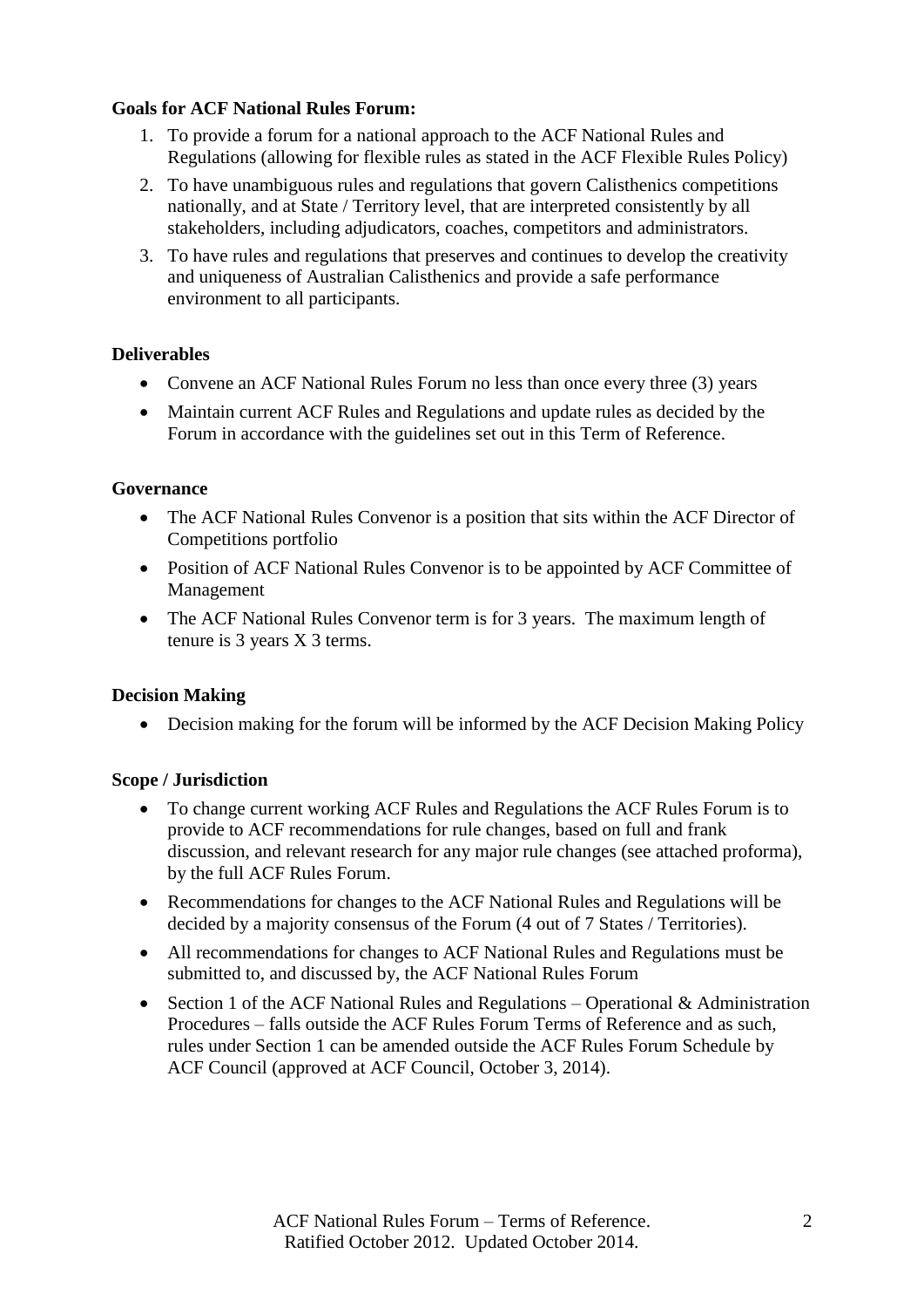**Goals for ACF National Rules Forum:**

1. To provide a forum for a national approach to the ACF National Rules and Regulations (allowing for flexible rules as stated in the ACF Flexible Rules Policy)
2. To have unambiguous rules and regulations that govern Calisthenics competitions nationally, and at State / Territory level, that are interpreted consistently by all stakeholders, including adjudicators, coaches, competitors and administrators.
3. To have rules and regulations that preserves and continues to develop the creativity and uniqueness of Australian Calisthenics and provide a safe performance environment to all participants.

**Deliverables**

- Convene an ACF National Rules Forum no less than once every three (3) years
- Maintain current ACF Rules and Regulations and update rules as decided by the Forum in accordance with the guidelines set out in this Term of Reference.

**Governance**

- The ACF National Rules Convenor is a position that sits within the ACF Director of Competitions portfolio
- Position of ACF National Rules Convenor is to be appointed by ACF Committee of Management
- The ACF National Rules Convenor term is for 3 years. The maximum length of tenure is 3 years X 3 terms.

**Decision Making**

- Decision making for the forum will be informed by the ACF Decision Making Policy

**Scope / Jurisdiction**

- To change current working ACF Rules and Regulations the ACF Rules Forum is to provide to ACF recommendations for rule changes, based on full and frank discussion, and relevant research for any major rule changes (see attached proforma), by the full ACF Rules Forum.
- Recommendations for changes to the ACF National Rules and Regulations will be decided by a majority consensus of the Forum (4 out of 7 States / Territories).
- All recommendations for changes to ACF National Rules and Regulations must be submitted to, and discussed by, the ACF National Rules Forum
- Section 1 of the ACF National Rules and Regulations – Operational & Administration Procedures – falls outside the ACF Rules Forum Terms of Reference and as such, rules under Section 1 can be amended outside the ACF Rules Forum Schedule by ACF Council (approved at ACF Council, October 3, 2014).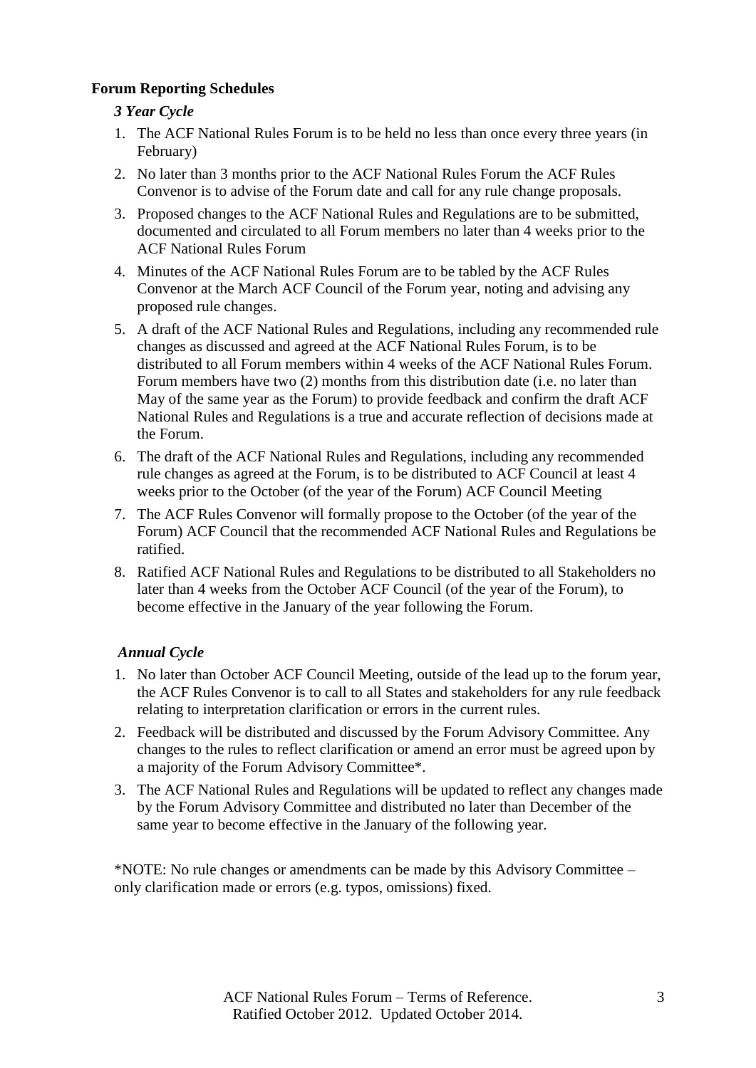**Forum Reporting Schedules**

***3 Year Cycle***

1. The ACF National Rules Forum is to be held no less than once every three years (in February)
2. No later than 3 months prior to the ACF National Rules Forum the ACF Rules Convenor is to advise of the Forum date and call for any rule change proposals.
3. Proposed changes to the ACF National Rules and Regulations are to be submitted, documented and circulated to all Forum members no later than 4 weeks prior to the ACF National Rules Forum
4. Minutes of the ACF National Rules Forum are to be tabled by the ACF Rules Convenor at the March ACF Council of the Forum year, noting and advising any proposed rule changes.
5. A draft of the ACF National Rules and Regulations, including any recommended rule changes as discussed and agreed at the ACF National Rules Forum, is to be distributed to all Forum members within 4 weeks of the ACF National Rules Forum. Forum members have two (2) months from this distribution date (i.e. no later than May of the same year as the Forum) to provide feedback and confirm the draft ACF National Rules and Regulations is a true and accurate reflection of decisions made at the Forum.
6. The draft of the ACF National Rules and Regulations, including any recommended rule changes as agreed at the Forum, is to be distributed to ACF Council at least 4 weeks prior to the October (of the year of the Forum) ACF Council Meeting
7. The ACF Rules Convenor will formally propose to the October (of the year of the Forum) ACF Council that the recommended ACF National Rules and Regulations be ratified.
8. Ratified ACF National Rules and Regulations to be distributed to all Stakeholders no later than 4 weeks from the October ACF Council (of the year of the Forum), to become effective in the January of the year following the Forum.

***Annual Cycle***

1. No later than October ACF Council Meeting, outside of the lead up to the forum year, the ACF Rules Convenor is to call to all States and stakeholders for any rule feedback relating to interpretation clarification or errors in the current rules.
2. Feedback will be distributed and discussed by the Forum Advisory Committee. Any changes to the rules to reflect clarification or amend an error must be agreed upon by a majority of the Forum Advisory Committee*.
3. The ACF National Rules and Regulations will be updated to reflect any changes made by the Forum Advisory Committee and distributed no later than December of the same year to become effective in the January of the following year.

*NOTE: No rule changes or amendments can be made by this Advisory Committee – only clarification made or errors (e.g. typos, omissions) fixed.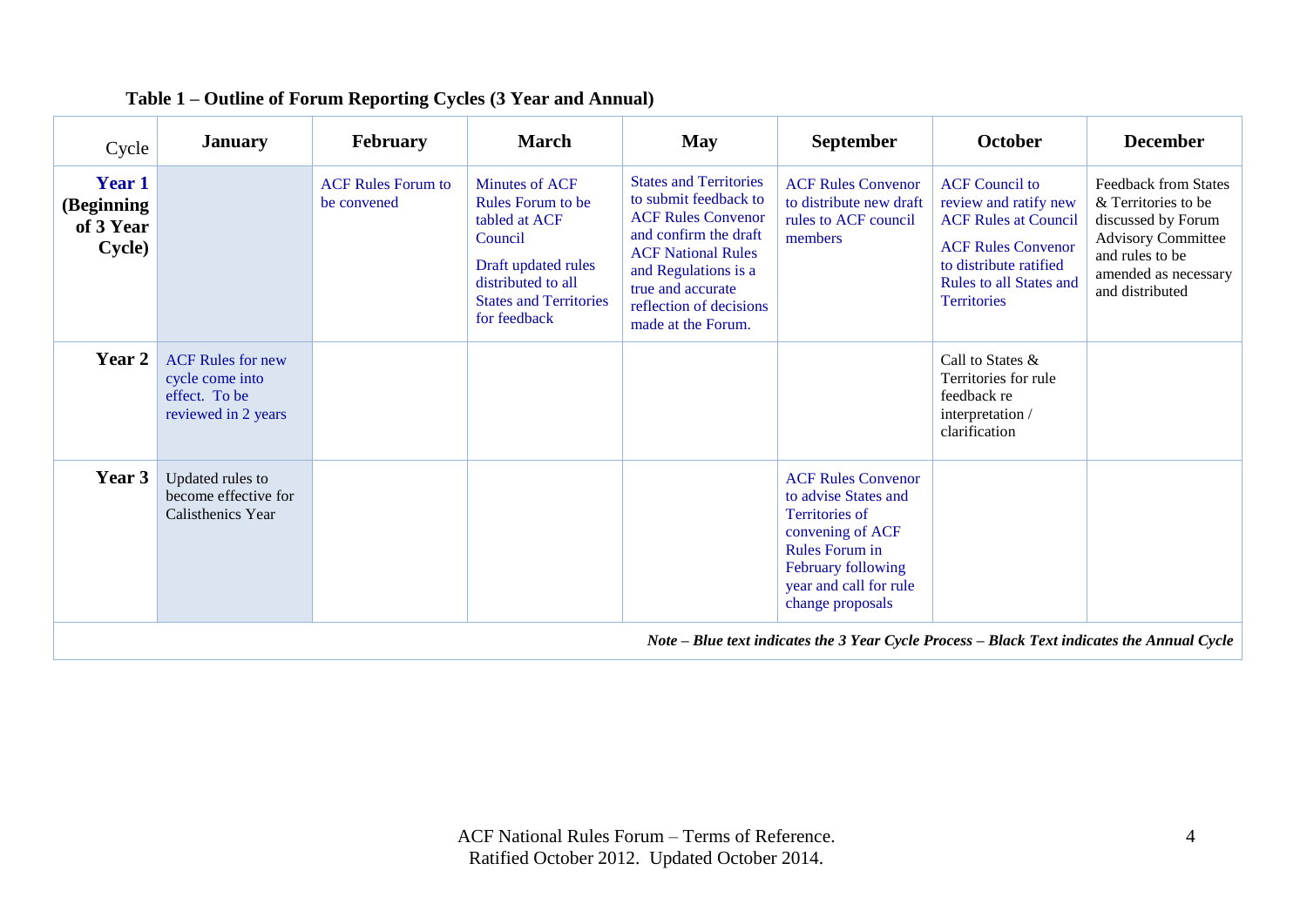**Table 1 – Outline of Forum Reporting Cycles (3 Year and Annual)**

| Cycle | January | February | March | May | September | October | December |
|---|---|---|---|---|---|---|---|
| **Year 1 (Beginning of 3 Year Cycle)** | | ACF Rules Forum to be convened | Minutes of ACF Rules Forum to be tabled at ACF Council<br><br>Draft updated rules distributed to all States and Territories for feedback | States and Territories to submit feedback to ACF Rules Convenor and confirm the draft ACF National Rules and Regulations is a true and accurate reflection of decisions made at the Forum. | ACF Rules Convenor to distribute new draft rules to ACF council members | ACF Council to review and ratify new ACF Rules at Council<br><br>ACF Rules Convenor to distribute ratified Rules to all States and Territories | Feedback from States & Territories to be discussed by Forum Advisory Committee and rules to be amended as necessary and distributed |
| **Year 2** | ACF Rules for new cycle come into effect. To be reviewed in 2 years | | | | | Call to States & Territories for rule feedback re interpretation / clarification | |
| **Year 3** | Updated rules to become effective for Calisthenics Year | | | | ACF Rules Convenor to advise States and Territories of convening of ACF Rules Forum in February following year and call for rule change proposals | | |

***Note – Blue text indicates the 3 Year Cycle Process – Black Text indicates the Annual Cycle***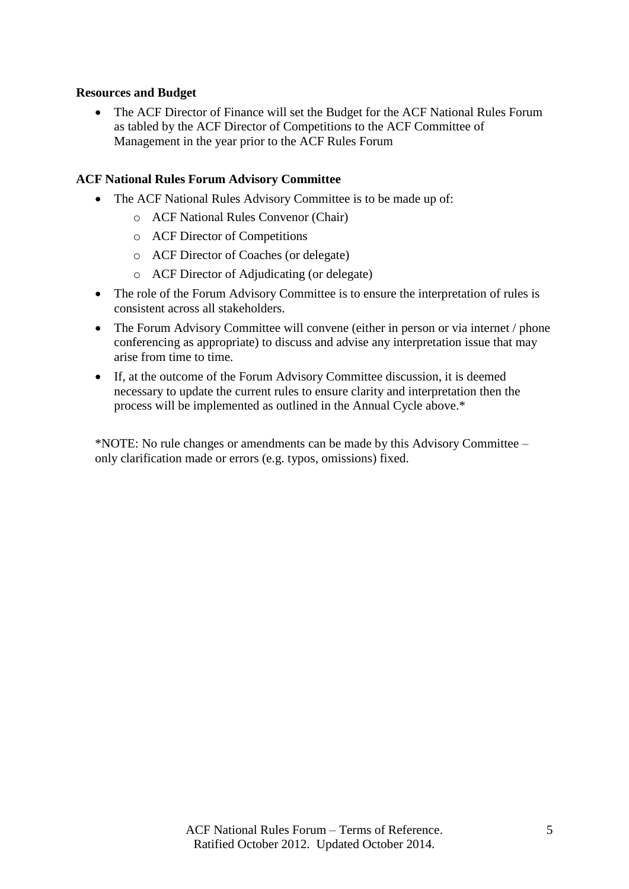**Resources and Budget**

- The ACF Director of Finance will set the Budget for the ACF National Rules Forum as tabled by the ACF Director of Competitions to the ACF Committee of Management in the year prior to the ACF Rules Forum

**ACF National Rules Forum Advisory Committee**

- The ACF National Rules Advisory Committee is to be made up of:
  - ACF National Rules Convenor (Chair)
  - ACF Director of Competitions
  - ACF Director of Coaches (or delegate)
  - ACF Director of Adjudicating (or delegate)
- The role of the Forum Advisory Committee is to ensure the interpretation of rules is consistent across all stakeholders.
- The Forum Advisory Committee will convene (either in person or via internet / phone conferencing as appropriate) to discuss and advise any interpretation issue that may arise from time to time.
- If, at the outcome of the Forum Advisory Committee discussion, it is deemed necessary to update the current rules to ensure clarity and interpretation then the process will be implemented as outlined in the Annual Cycle above.*

*NOTE: No rule changes or amendments can be made by this Advisory Committee – only clarification made or errors (e.g. typos, omissions) fixed.